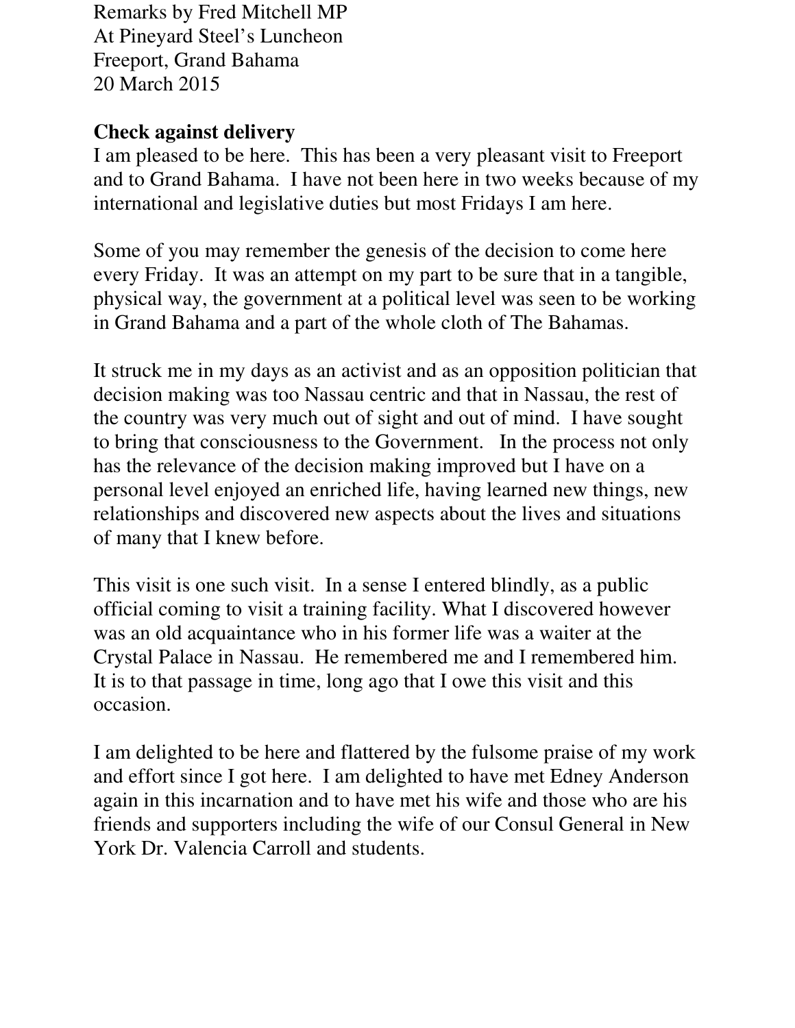Remarks by Fred Mitchell MP
At Pineyard Steel's Luncheon
Freeport, Grand Bahama
20 March 2015

**Check against delivery**

I am pleased to be here. This has been a very pleasant visit to Freeport and to Grand Bahama. I have not been here in two weeks because of my international and legislative duties but most Fridays I am here.

Some of you may remember the genesis of the decision to come here every Friday. It was an attempt on my part to be sure that in a tangible, physical way, the government at a political level was seen to be working in Grand Bahama and a part of the whole cloth of The Bahamas.

It struck me in my days as an activist and as an opposition politician that decision making was too Nassau centric and that in Nassau, the rest of the country was very much out of sight and out of mind. I have sought to bring that consciousness to the Government. In the process not only has the relevance of the decision making improved but I have on a personal level enjoyed an enriched life, having learned new things, new relationships and discovered new aspects about the lives and situations of many that I knew before.

This visit is one such visit. In a sense I entered blindly, as a public official coming to visit a training facility. What I discovered however was an old acquaintance who in his former life was a waiter at the Crystal Palace in Nassau. He remembered me and I remembered him. It is to that passage in time, long ago that I owe this visit and this occasion.

I am delighted to be here and flattered by the fulsome praise of my work and effort since I got here. I am delighted to have met Edney Anderson again in this incarnation and to have met his wife and those who are his friends and supporters including the wife of our Consul General in New York Dr. Valencia Carroll and students.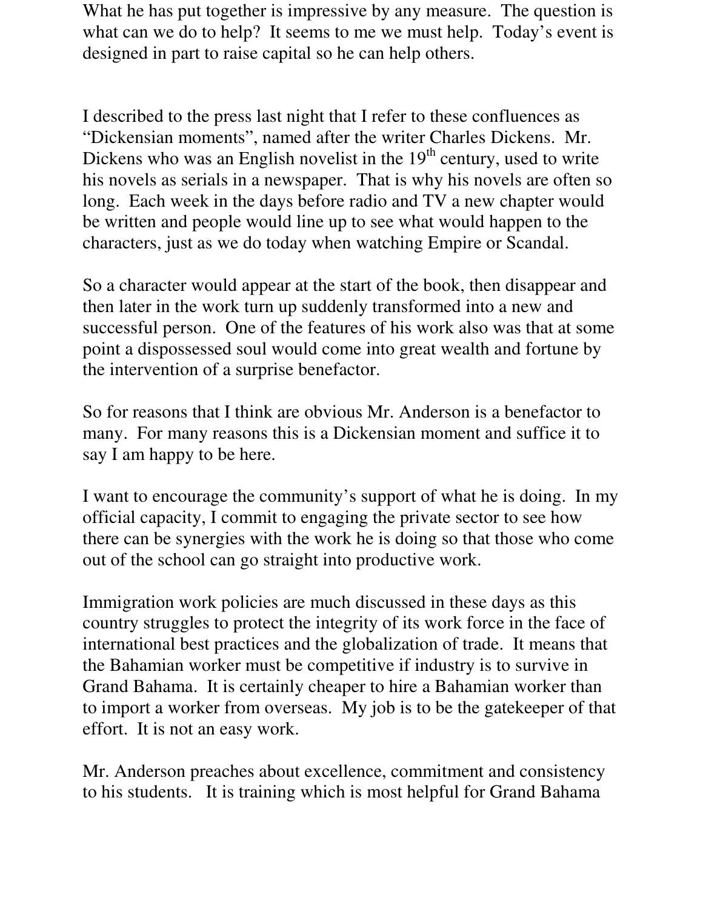What he has put together is impressive by any measure. The question is what can we do to help? It seems to me we must help. Today's event is designed in part to raise capital so he can help others.

I described to the press last night that I refer to these confluences as "Dickensian moments", named after the writer Charles Dickens. Mr. Dickens who was an English novelist in the 19th century, used to write his novels as serials in a newspaper. That is why his novels are often so long. Each week in the days before radio and TV a new chapter would be written and people would line up to see what would happen to the characters, just as we do today when watching Empire or Scandal.

So a character would appear at the start of the book, then disappear and then later in the work turn up suddenly transformed into a new and successful person. One of the features of his work also was that at some point a dispossessed soul would come into great wealth and fortune by the intervention of a surprise benefactor.

So for reasons that I think are obvious Mr. Anderson is a benefactor to many. For many reasons this is a Dickensian moment and suffice it to say I am happy to be here.

I want to encourage the community's support of what he is doing. In my official capacity, I commit to engaging the private sector to see how there can be synergies with the work he is doing so that those who come out of the school can go straight into productive work.

Immigration work policies are much discussed in these days as this country struggles to protect the integrity of its work force in the face of international best practices and the globalization of trade. It means that the Bahamian worker must be competitive if industry is to survive in Grand Bahama. It is certainly cheaper to hire a Bahamian worker than to import a worker from overseas. My job is to be the gatekeeper of that effort. It is not an easy work.

Mr. Anderson preaches about excellence, commitment and consistency to his students. It is training which is most helpful for Grand Bahama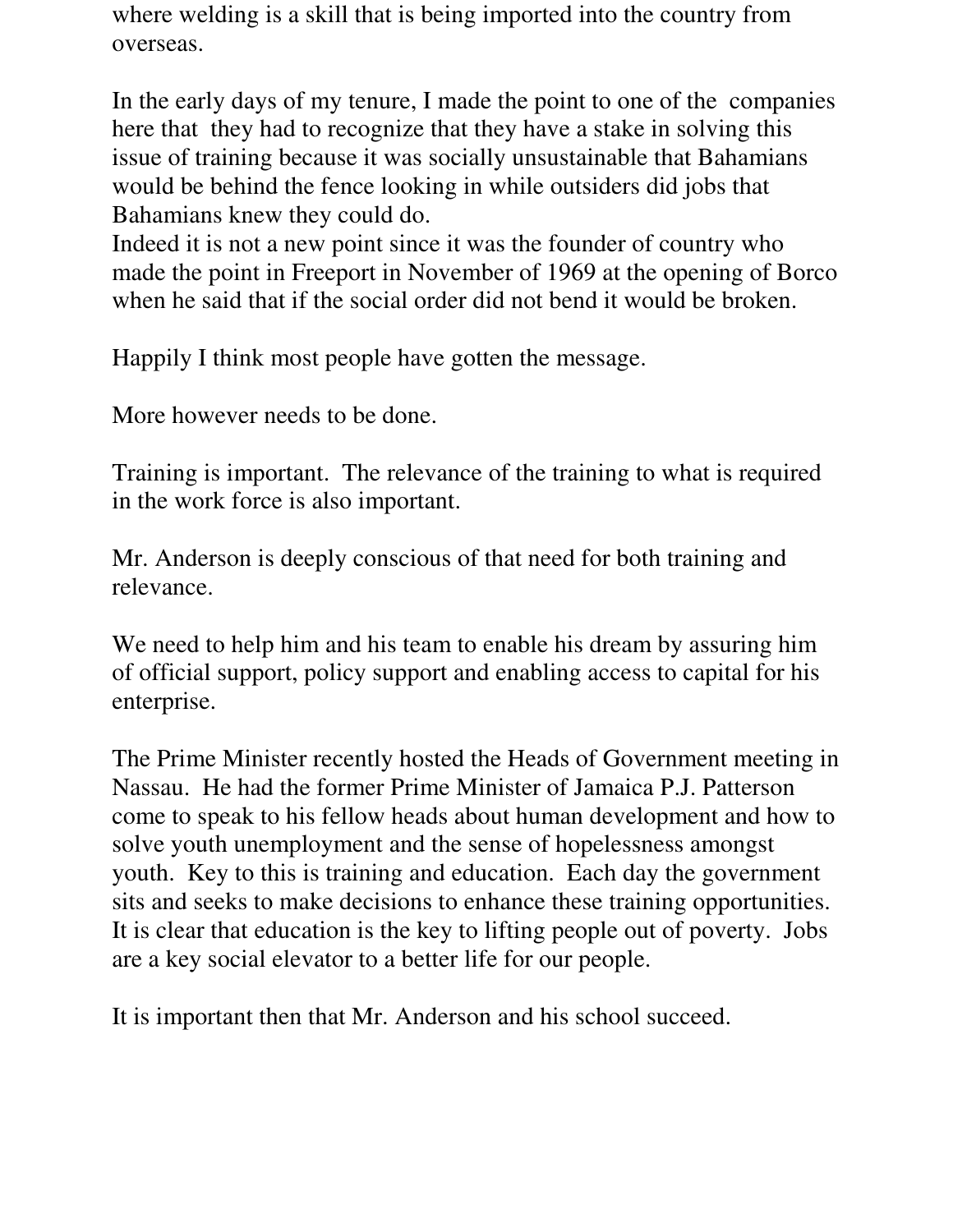where welding is a skill that is being imported into the country from overseas.

In the early days of my tenure, I made the point to one of the companies here that they had to recognize that they have a stake in solving this issue of training because it was socially unsustainable that Bahamians would be behind the fence looking in while outsiders did jobs that Bahamians knew they could do.
Indeed it is not a new point since it was the founder of country who made the point in Freeport in November of 1969 at the opening of Borco when he said that if the social order did not bend it would be broken.

Happily I think most people have gotten the message.

More however needs to be done.

Training is important. The relevance of the training to what is required in the work force is also important.

Mr. Anderson is deeply conscious of that need for both training and relevance.

We need to help him and his team to enable his dream by assuring him of official support, policy support and enabling access to capital for his enterprise.

The Prime Minister recently hosted the Heads of Government meeting in Nassau. He had the former Prime Minister of Jamaica P.J. Patterson come to speak to his fellow heads about human development and how to solve youth unemployment and the sense of hopelessness amongst youth. Key to this is training and education. Each day the government sits and seeks to make decisions to enhance these training opportunities. It is clear that education is the key to lifting people out of poverty. Jobs are a key social elevator to a better life for our people.

It is important then that Mr. Anderson and his school succeed.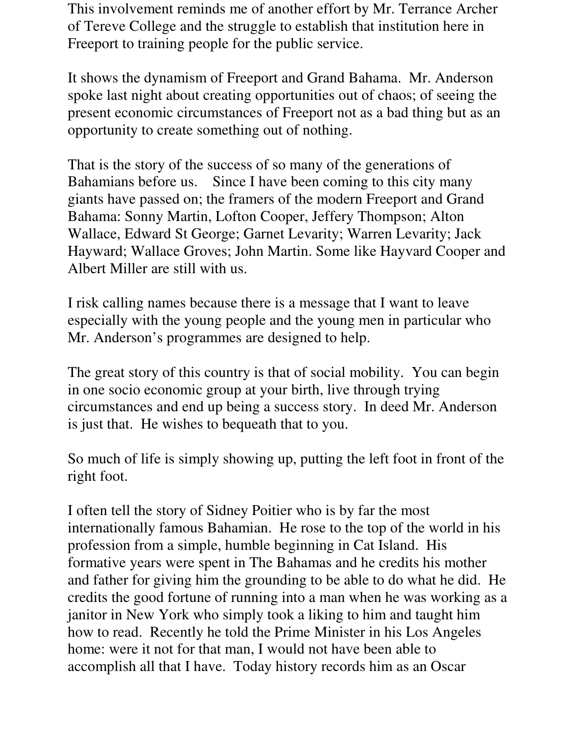This involvement reminds me of another effort by Mr. Terrance Archer of Tereve College and the struggle to establish that institution here in Freeport to training people for the public service.

It shows the dynamism of Freeport and Grand Bahama. Mr. Anderson spoke last night about creating opportunities out of chaos; of seeing the present economic circumstances of Freeport not as a bad thing but as an opportunity to create something out of nothing.

That is the story of the success of so many of the generations of Bahamians before us. Since I have been coming to this city many giants have passed on; the framers of the modern Freeport and Grand Bahama: Sonny Martin, Lofton Cooper, Jeffery Thompson; Alton Wallace, Edward St George; Garnet Levarity; Warren Levarity; Jack Hayward; Wallace Groves; John Martin. Some like Hayvard Cooper and Albert Miller are still with us.

I risk calling names because there is a message that I want to leave especially with the young people and the young men in particular who Mr. Anderson's programmes are designed to help.

The great story of this country is that of social mobility. You can begin in one socio economic group at your birth, live through trying circumstances and end up being a success story. In deed Mr. Anderson is just that. He wishes to bequeath that to you.

So much of life is simply showing up, putting the left foot in front of the right foot.

I often tell the story of Sidney Poitier who is by far the most internationally famous Bahamian. He rose to the top of the world in his profession from a simple, humble beginning in Cat Island. His formative years were spent in The Bahamas and he credits his mother and father for giving him the grounding to be able to do what he did. He credits the good fortune of running into a man when he was working as a janitor in New York who simply took a liking to him and taught him how to read. Recently he told the Prime Minister in his Los Angeles home: were it not for that man, I would not have been able to accomplish all that I have. Today history records him as an Oscar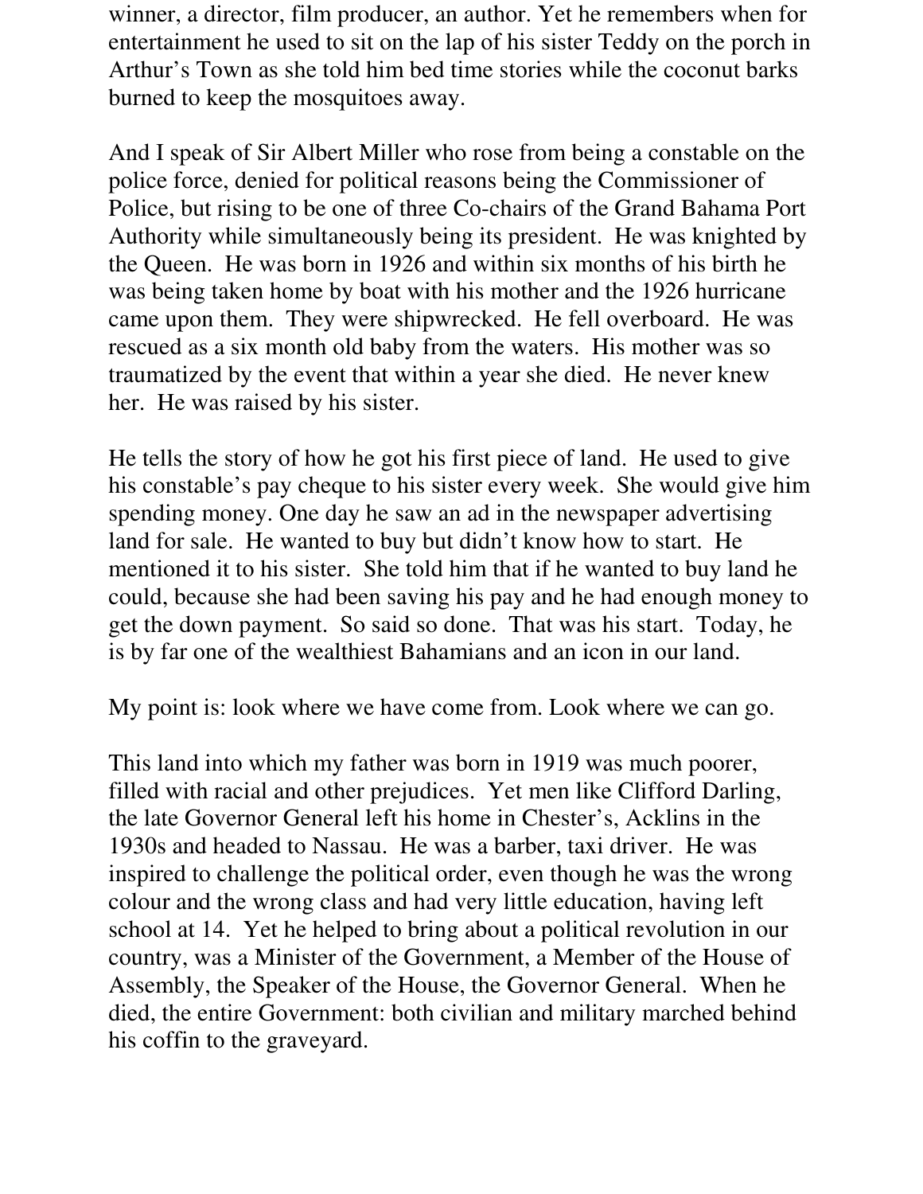winner, a director, film producer, an author. Yet he remembers when for entertainment he used to sit on the lap of his sister Teddy on the porch in Arthur's Town as she told him bed time stories while the coconut barks burned to keep the mosquitoes away.

And I speak of Sir Albert Miller who rose from being a constable on the police force, denied for political reasons being the Commissioner of Police, but rising to be one of three Co-chairs of the Grand Bahama Port Authority while simultaneously being its president. He was knighted by the Queen. He was born in 1926 and within six months of his birth he was being taken home by boat with his mother and the 1926 hurricane came upon them. They were shipwrecked. He fell overboard. He was rescued as a six month old baby from the waters. His mother was so traumatized by the event that within a year she died. He never knew her. He was raised by his sister.

He tells the story of how he got his first piece of land. He used to give his constable's pay cheque to his sister every week. She would give him spending money. One day he saw an ad in the newspaper advertising land for sale. He wanted to buy but didn't know how to start. He mentioned it to his sister. She told him that if he wanted to buy land he could, because she had been saving his pay and he had enough money to get the down payment. So said so done. That was his start. Today, he is by far one of the wealthiest Bahamians and an icon in our land.

My point is: look where we have come from. Look where we can go.

This land into which my father was born in 1919 was much poorer, filled with racial and other prejudices. Yet men like Clifford Darling, the late Governor General left his home in Chester's, Acklins in the 1930s and headed to Nassau. He was a barber, taxi driver. He was inspired to challenge the political order, even though he was the wrong colour and the wrong class and had very little education, having left school at 14. Yet he helped to bring about a political revolution in our country, was a Minister of the Government, a Member of the House of Assembly, the Speaker of the House, the Governor General. When he died, the entire Government: both civilian and military marched behind his coffin to the graveyard.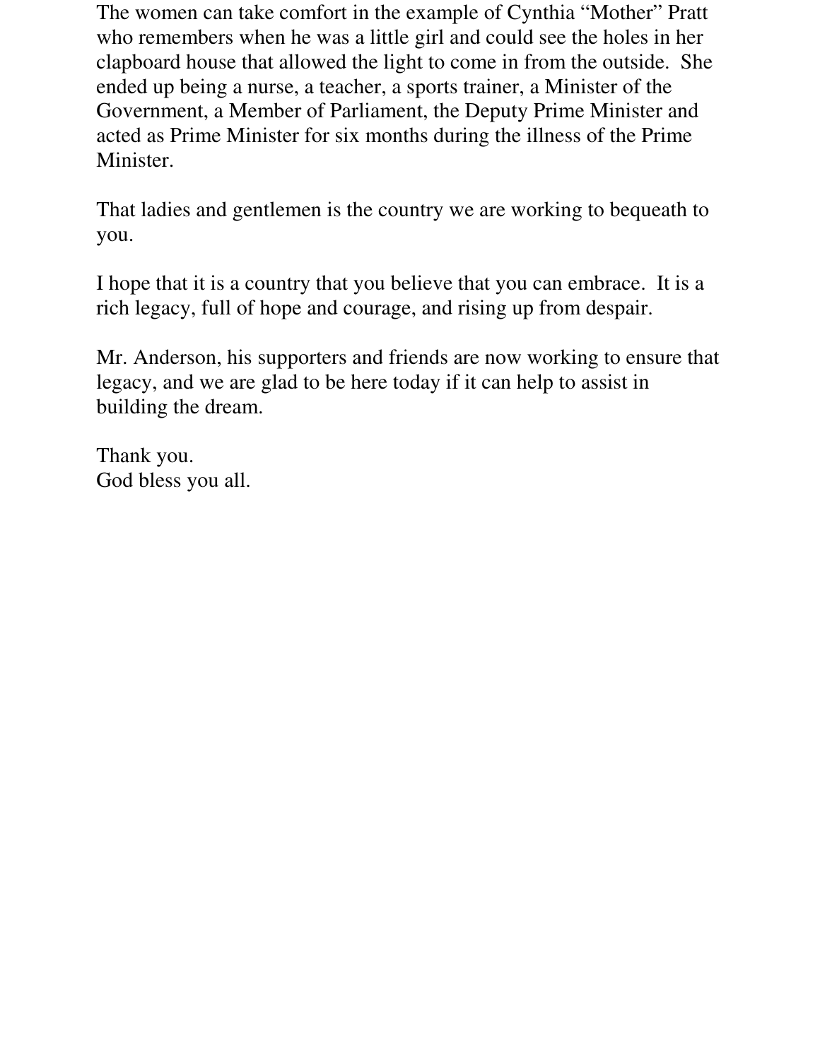The women can take comfort in the example of Cynthia “Mother” Pratt who remembers when he was a little girl and could see the holes in her clapboard house that allowed the light to come in from the outside. She ended up being a nurse, a teacher, a sports trainer, a Minister of the Government, a Member of Parliament, the Deputy Prime Minister and acted as Prime Minister for six months during the illness of the Prime Minister.

That ladies and gentlemen is the country we are working to bequeath to you.

I hope that it is a country that you believe that you can embrace. It is a rich legacy, full of hope and courage, and rising up from despair.

Mr. Anderson, his supporters and friends are now working to ensure that legacy, and we are glad to be here today if it can help to assist in building the dream.

Thank you.
God bless you all.